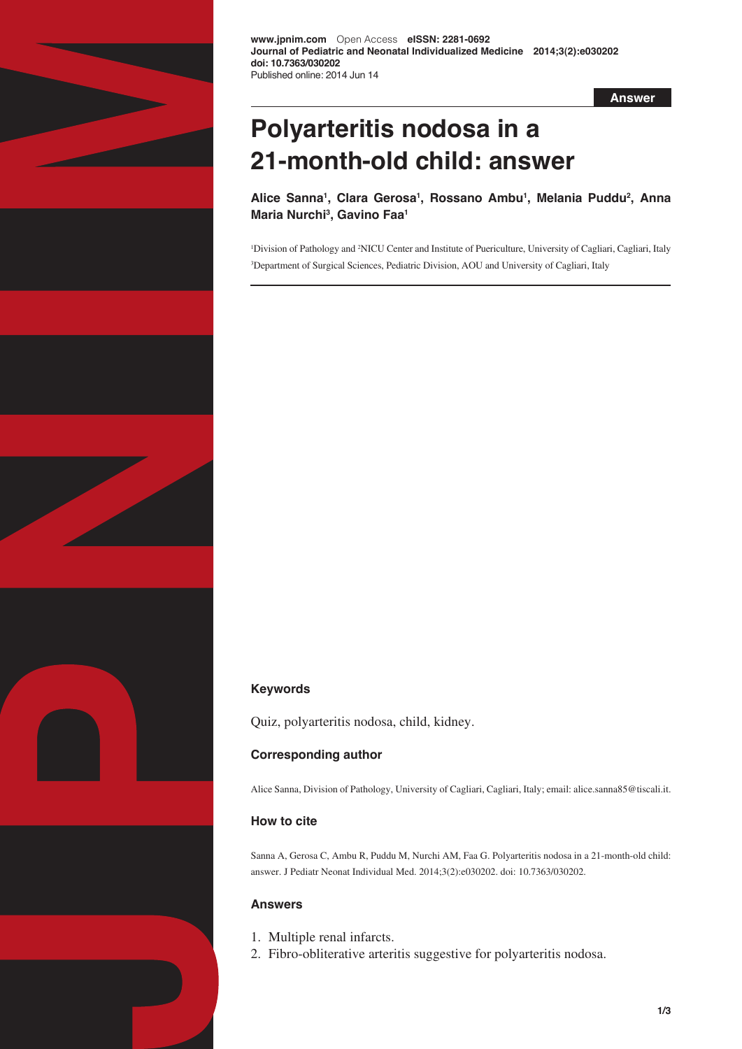**Answer**

# Polyarteritis nodosa in a 21-month-old child: answer

**Alice Sanna[1], Clara Gerosa[1], Rossano Ambu[1], Melania Puddu[2], Anna Maria Nurchi[3], Gavino Faa[1]**

[1]Division of Pathology and [2]NICU Center and Institute of Puericulture, University of Cagliari, Cagliari, Italy
[3]Department of Surgical Sciences, Pediatric Division, AOU and University of Cagliari, Italy

### Keywords

Quiz, polyarteritis nodosa, child, kidney.

### Corresponding author

Alice Sanna, Division of Pathology, University of Cagliari, Cagliari, Italy; email: alice.sanna85@tiscali.it.

### How to cite

Sanna A, Gerosa C, Ambu R, Puddu M, Nurchi AM, Faa G. Polyarteritis nodosa in a 21-month-old child: answer. J Pediatr Neonat Individual Med. 2014;3(2):e030202. doi: 10.7363/030202.

### Answers

1. Multiple renal infarcts.
2. Fibro-obliterative arteritis suggestive for polyarteritis nodosa.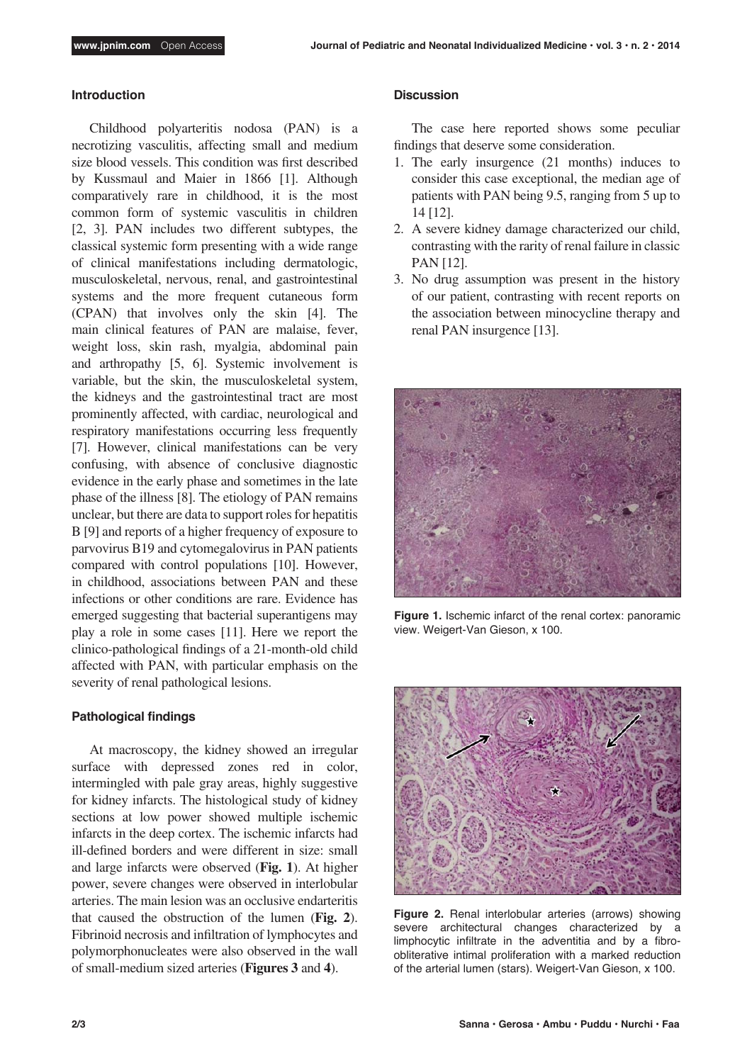## Introduction

Childhood polyarteritis nodosa (PAN) is a necrotizing vasculitis, affecting small and medium size blood vessels. This condition was first described by Kussmaul and Maier in 1866 [1]. Although comparatively rare in childhood, it is the most common form of systemic vasculitis in children [2, 3]. PAN includes two different subtypes, the classical systemic form presenting with a wide range of clinical manifestations including dermatologic, musculoskeletal, nervous, renal, and gastrointestinal systems and the more frequent cutaneous form (CPAN) that involves only the skin [4]. The main clinical features of PAN are malaise, fever, weight loss, skin rash, myalgia, abdominal pain and arthropathy [5, 6]. Systemic involvement is variable, but the skin, the musculoskeletal system, the kidneys and the gastrointestinal tract are most prominently affected, with cardiac, neurological and respiratory manifestations occurring less frequently [7]. However, clinical manifestations can be very confusing, with absence of conclusive diagnostic evidence in the early phase and sometimes in the late phase of the illness [8]. The etiology of PAN remains unclear, but there are data to support roles for hepatitis B [9] and reports of a higher frequency of exposure to parvovirus B19 and cytomegalovirus in PAN patients compared with control populations [10]. However, in childhood, associations between PAN and these infections or other conditions are rare. Evidence has emerged suggesting that bacterial superantigens may play a role in some cases [11]. Here we report the clinico-pathological findings of a 21-month-old child affected with PAN, with particular emphasis on the severity of renal pathological lesions.

## Pathological findings

At macroscopy, the kidney showed an irregular surface with depressed zones red in color, intermingled with pale gray areas, highly suggestive for kidney infarcts. The histological study of kidney sections at low power showed multiple ischemic infarcts in the deep cortex. The ischemic infarcts had ill-defined borders and were different in size: small and large infarcts were observed (**Fig. 1**). At higher power, severe changes were observed in interlobular arteries. The main lesion was an occlusive endarteritis that caused the obstruction of the lumen (**Fig. 2**). Fibrinoid necrosis and infiltration of lymphocytes and polymorphonucleates were also observed in the wall of small-medium sized arteries (**Figures 3** and **4**).

## Discussion

The case here reported shows some peculiar findings that deserve some consideration.

1. The early insurgence (21 months) induces to consider this case exceptional, the median age of patients with PAN being 9.5, ranging from 5 up to 14 [12].
2. A severe kidney damage characterized our child, contrasting with the rarity of renal failure in classic PAN [12].
3. No drug assumption was present in the history of our patient, contrasting with recent reports on the association between minocycline therapy and renal PAN insurgence [13].

**Figure 1.** Ischemic infarct of the renal cortex: panoramic view. Weigert-Van Gieson, x 100.

**Figure 2.** Renal interlobular arteries (arrows) showing severe architectural changes characterized by a limphocytic infiltrate in the adventitia and by a fibro-obliterative intimal proliferation with a marked reduction of the arterial lumen (stars). Weigert-Van Gieson, x 100.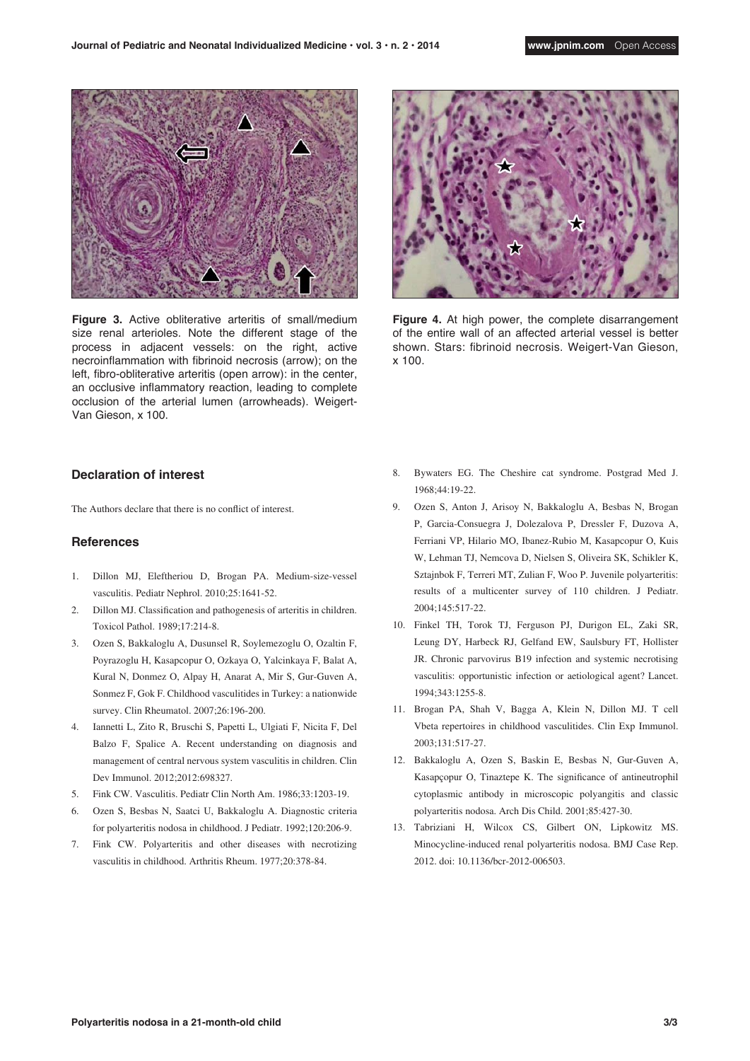**Figure 3.** Active obliterative arteritis of small/medium size renal arterioles. Note the different stage of the process in adjacent vessels: on the right, active necroinflammation with fibrinoid necrosis (arrow); on the left, fibro-obliterative arteritis (open arrow): in the center, an occlusive inflammatory reaction, leading to complete occlusion of the arterial lumen (arrowheads). Weigert-Van Gieson, x 100.

**Figure 4.** At high power, the complete disarrangement of the entire wall of an affected arterial vessel is better shown. Stars: fibrinoid necrosis. Weigert-Van Gieson, x 100.

## Declaration of interest

The Authors declare that there is no conflict of interest.

## References

1. Dillon MJ, Eleftheriou D, Brogan PA. Medium-size-vessel vasculitis. Pediatr Nephrol. 2010;25:1641-52.
2. Dillon MJ. Classification and pathogenesis of arteritis in children. Toxicol Pathol. 1989;17:214-8.
3. Ozen S, Bakkaloglu A, Dusunsel R, Soylemezoglu O, Ozaltin F, Poyrazoglu H, Kasapcopur O, Ozkaya O, Yalcinkaya F, Balat A, Kural N, Donmez O, Alpay H, Anarat A, Mir S, Gur-Guven A, Sonmez F, Gok F. Childhood vasculitides in Turkey: a nationwide survey. Clin Rheumatol. 2007;26:196-200.
4. Iannetti L, Zito R, Bruschi S, Papetti L, Ulgiati F, Nicita F, Del Balzo F, Spalice A. Recent understanding on diagnosis and management of central nervous system vasculitis in children. Clin Dev Immunol. 2012;2012:698327.
5. Fink CW. Vasculitis. Pediatr Clin North Am. 1986;33:1203-19.
6. Ozen S, Besbas N, Saatci U, Bakkaloglu A. Diagnostic criteria for polyarteritis nodosa in childhood. J Pediatr. 1992;120:206-9.
7. Fink CW. Polyarteritis and other diseases with necrotizing vasculitis in childhood. Arthritis Rheum. 1977;20:378-84.
8. Bywaters EG. The Cheshire cat syndrome. Postgrad Med J. 1968;44:19-22.
9. Ozen S, Anton J, Arisoy N, Bakkaloglu A, Besbas N, Brogan P, Garcia-Consuegra J, Dolezalova P, Dressler F, Duzova A, Ferriani VP, Hilario MO, Ibanez-Rubio M, Kasapcopur O, Kuis W, Lehman TJ, Nemcova D, Nielsen S, Oliveira SK, Schikler K, Sztajnbok F, Terreri MT, Zulian F, Woo P. Juvenile polyarteritis: results of a multicenter survey of 110 children. J Pediatr. 2004;145:517-22.
10. Finkel TH, Torok TJ, Ferguson PJ, Durigon EL, Zaki SR, Leung DY, Harbeck RJ, Gelfand EW, Saulsbury FT, Hollister JR. Chronic parvovirus B19 infection and systemic necrotising vasculitis: opportunistic infection or aetiological agent? Lancet. 1994;343:1255-8.
11. Brogan PA, Shah V, Bagga A, Klein N, Dillon MJ. T cell Vbeta repertoires in childhood vasculitides. Clin Exp Immunol. 2003;131:517-27.
12. Bakkaloglu A, Ozen S, Baskin E, Besbas N, Gur-Guven A, Kasapçopur O, Tinaztepe K. The significance of antineutrophil cytoplasmic antibody in microscopic polyangitis and classic polyarteritis nodosa. Arch Dis Child. 2001;85:427-30.
13. Tabriziani H, Wilcox CS, Gilbert ON, Lipkowitz MS. Minocycline-induced renal polyarteritis nodosa. BMJ Case Rep. 2012. doi: 10.1136/bcr-2012-006503.